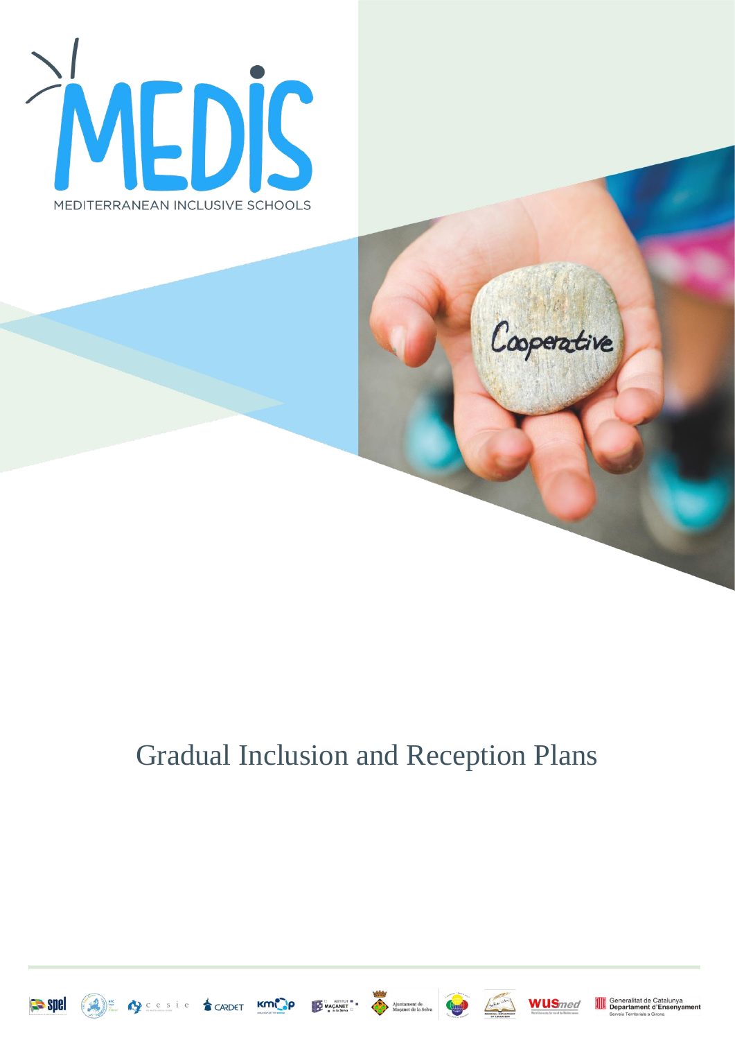# MEDIS

MEDITERRANEAN INCLUSIVE SCHOOLS

Cooperative

# Gradual Inclusion and Reception Plans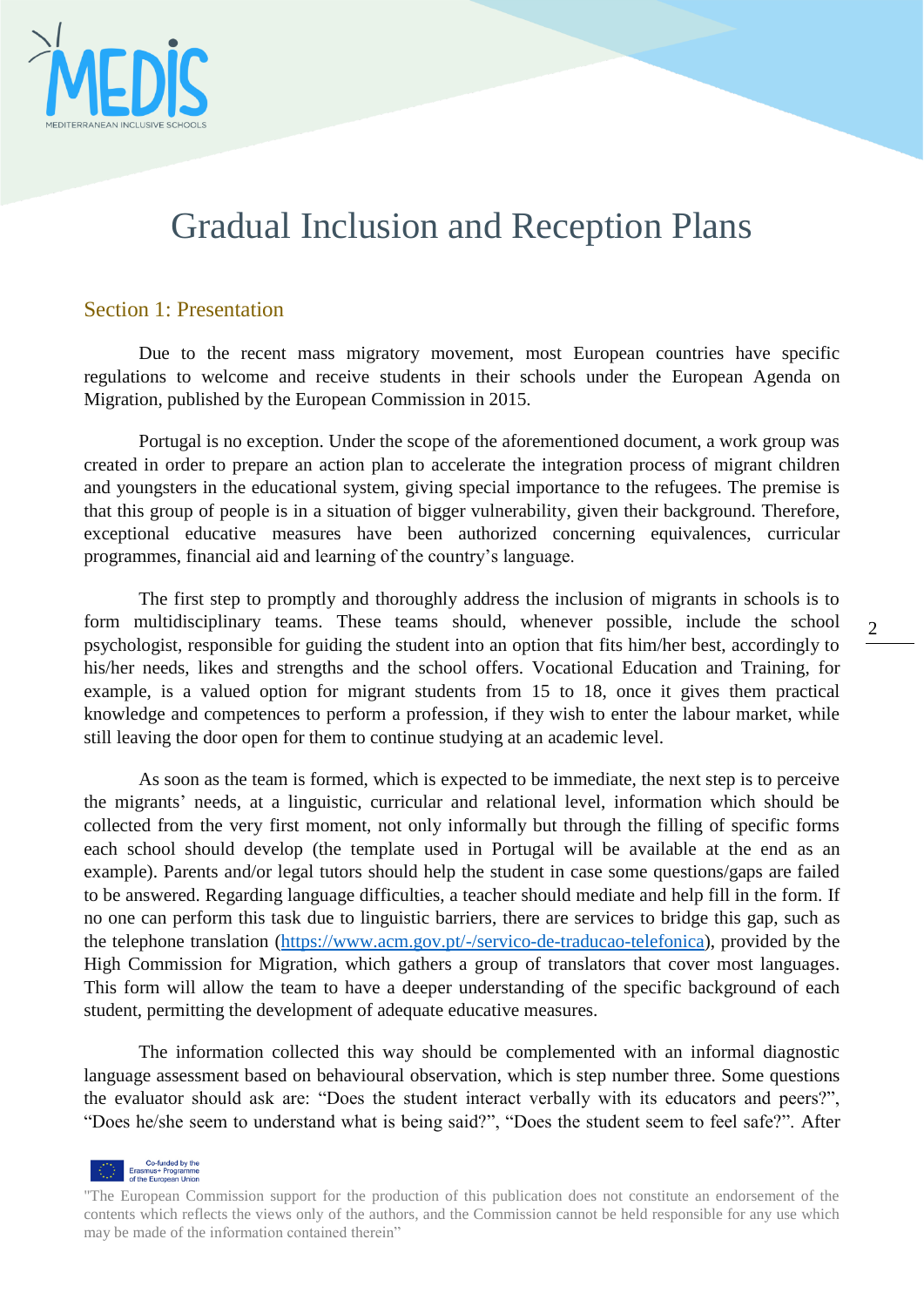# Gradual Inclusion and Reception Plans

## Section 1: Presentation

Due to the recent mass migratory movement, most European countries have specific regulations to welcome and receive students in their schools under the European Agenda on Migration, published by the European Commission in 2015.

Portugal is no exception. Under the scope of the aforementioned document, a work group was created in order to prepare an action plan to accelerate the integration process of migrant children and youngsters in the educational system, giving special importance to the refugees. The premise is that this group of people is in a situation of bigger vulnerability, given their background. Therefore, exceptional educative measures have been authorized concerning equivalences, curricular programmes, financial aid and learning of the country's language.

The first step to promptly and thoroughly address the inclusion of migrants in schools is to form multidisciplinary teams. These teams should, whenever possible, include the school psychologist, responsible for guiding the student into an option that fits him/her best, accordingly to his/her needs, likes and strengths and the school offers. Vocational Education and Training, for example, is a valued option for migrant students from 15 to 18, once it gives them practical knowledge and competences to perform a profession, if they wish to enter the labour market, while still leaving the door open for them to continue studying at an academic level.

As soon as the team is formed, which is expected to be immediate, the next step is to perceive the migrants' needs, at a linguistic, curricular and relational level, information which should be collected from the very first moment, not only informally but through the filling of specific forms each school should develop (the template used in Portugal will be available at the end as an example). Parents and/or legal tutors should help the student in case some questions/gaps are failed to be answered. Regarding language difficulties, a teacher should mediate and help fill in the form. If no one can perform this task due to linguistic barriers, there are services to bridge this gap, such as the telephone translation (https://www.acm.gov.pt/-/servico-de-traducao-telefonica), provided by the High Commission for Migration, which gathers a group of translators that cover most languages. This form will allow the team to have a deeper understanding of the specific background of each student, permitting the development of adequate educative measures.

The information collected this way should be complemented with an informal diagnostic language assessment based on behavioural observation, which is step number three. Some questions the evaluator should ask are: "Does the student interact verbally with its educators and peers?", "Does he/she seem to understand what is being said?", "Does the student seem to feel safe?". After

Co-funded by the Erasmus+ Programme of the European Union

"The European Commission support for the production of this publication does not constitute an endorsement of the contents which reflects the views only of the authors, and the Commission cannot be held responsible for any use which may be made of the information contained therein"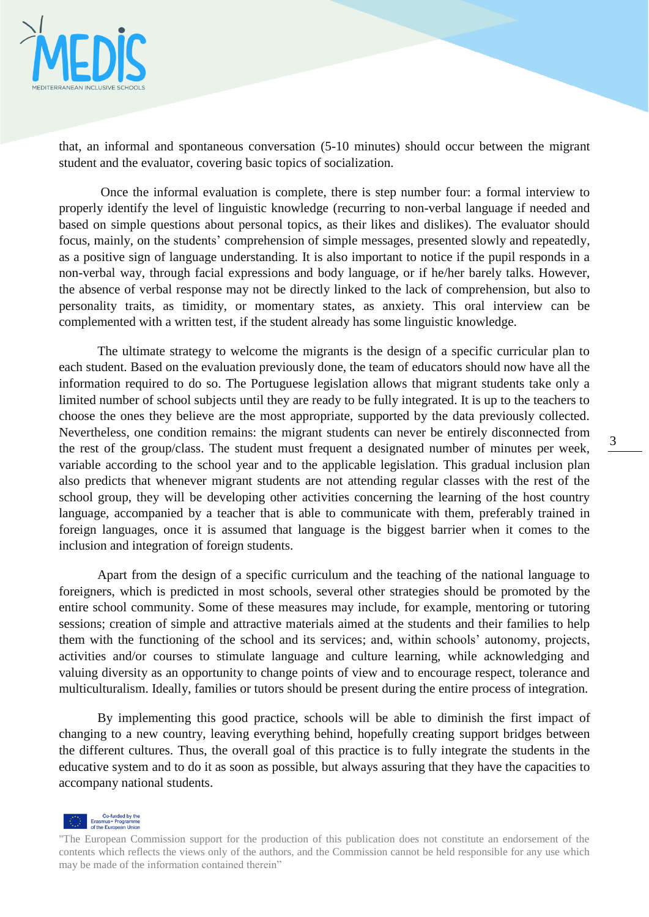that, an informal and spontaneous conversation (5-10 minutes) should occur between the migrant student and the evaluator, covering basic topics of socialization.

Once the informal evaluation is complete, there is step number four: a formal interview to properly identify the level of linguistic knowledge (recurring to non-verbal language if needed and based on simple questions about personal topics, as their likes and dislikes). The evaluator should focus, mainly, on the students' comprehension of simple messages, presented slowly and repeatedly, as a positive sign of language understanding. It is also important to notice if the pupil responds in a non-verbal way, through facial expressions and body language, or if he/her barely talks. However, the absence of verbal response may not be directly linked to the lack of comprehension, but also to personality traits, as timidity, or momentary states, as anxiety. This oral interview can be complemented with a written test, if the student already has some linguistic knowledge.

The ultimate strategy to welcome the migrants is the design of a specific curricular plan to each student. Based on the evaluation previously done, the team of educators should now have all the information required to do so. The Portuguese legislation allows that migrant students take only a limited number of school subjects until they are ready to be fully integrated. It is up to the teachers to choose the ones they believe are the most appropriate, supported by the data previously collected. Nevertheless, one condition remains: the migrant students can never be entirely disconnected from the rest of the group/class. The student must frequent a designated number of minutes per week, variable according to the school year and to the applicable legislation. This gradual inclusion plan also predicts that whenever migrant students are not attending regular classes with the rest of the school group, they will be developing other activities concerning the learning of the host country language, accompanied by a teacher that is able to communicate with them, preferably trained in foreign languages, once it is assumed that language is the biggest barrier when it comes to the inclusion and integration of foreign students.

Apart from the design of a specific curriculum and the teaching of the national language to foreigners, which is predicted in most schools, several other strategies should be promoted by the entire school community. Some of these measures may include, for example, mentoring or tutoring sessions; creation of simple and attractive materials aimed at the students and their families to help them with the functioning of the school and its services; and, within schools' autonomy, projects, activities and/or courses to stimulate language and culture learning, while acknowledging and valuing diversity as an opportunity to change points of view and to encourage respect, tolerance and multiculturalism. Ideally, families or tutors should be present during the entire process of integration.

By implementing this good practice, schools will be able to diminish the first impact of changing to a new country, leaving everything behind, hopefully creating support bridges between the different cultures. Thus, the overall goal of this practice is to fully integrate the students in the educative system and to do it as soon as possible, but always assuring that they have the capacities to accompany national students.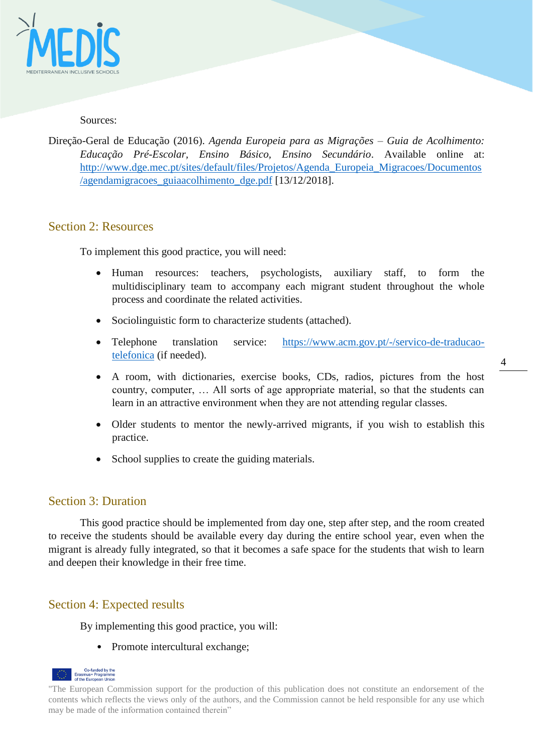Sources:

Direção-Geral de Educação (2016). *Agenda Europeia para as Migrações – Guia de Acolhimento: Educação Pré-Escolar, Ensino Básico, Ensino Secundário*. Available online at: http://www.dge.mec.pt/sites/default/files/Projetos/Agenda_Europeia_Migracoes/Documentos/agendamigracoes_guiaacolhimento_dge.pdf [13/12/2018].

## Section 2: Resources

To implement this good practice, you will need:

- Human resources: teachers, psychologists, auxiliary staff, to form the multidisciplinary team to accompany each migrant student throughout the whole process and coordinate the related activities.
- Sociolinguistic form to characterize students (attached).
- Telephone translation service: https://www.acm.gov.pt/-/servico-de-traducao-telefonica (if needed).
- A room, with dictionaries, exercise books, CDs, radios, pictures from the host country, computer, … All sorts of age appropriate material, so that the students can learn in an attractive environment when they are not attending regular classes.
- Older students to mentor the newly-arrived migrants, if you wish to establish this practice.
- School supplies to create the guiding materials.

## Section 3: Duration

This good practice should be implemented from day one, step after step, and the room created to receive the students should be available every day during the entire school year, even when the migrant is already fully integrated, so that it becomes a safe space for the students that wish to learn and deepen their knowledge in their free time.

## Section 4: Expected results

By implementing this good practice, you will:

- Promote intercultural exchange;

"The European Commission support for the production of this publication does not constitute an endorsement of the contents which reflects the views only of the authors, and the Commission cannot be held responsible for any use which may be made of the information contained therein"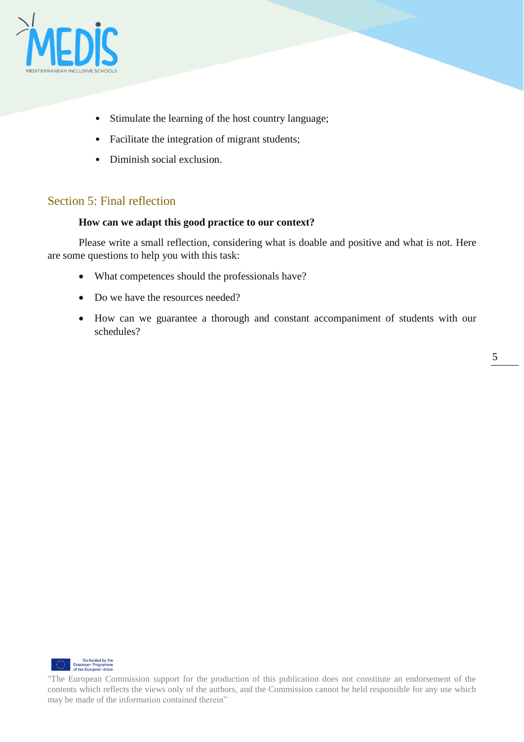- Stimulate the learning of the host country language;
- Facilitate the integration of migrant students;
- Diminish social exclusion.

## Section 5: Final reflection

**How can we adapt this good practice to our context?**

Please write a small reflection, considering what is doable and positive and what is not. Here are some questions to help you with this task:

- What competences should the professionals have?
- Do we have the resources needed?
- How can we guarantee a thorough and constant accompaniment of students with our schedules?

"The European Commission support for the production of this publication does not constitute an endorsement of the contents which reflects the views only of the authors, and the Commission cannot be held responsible for any use which may be made of the information contained therein"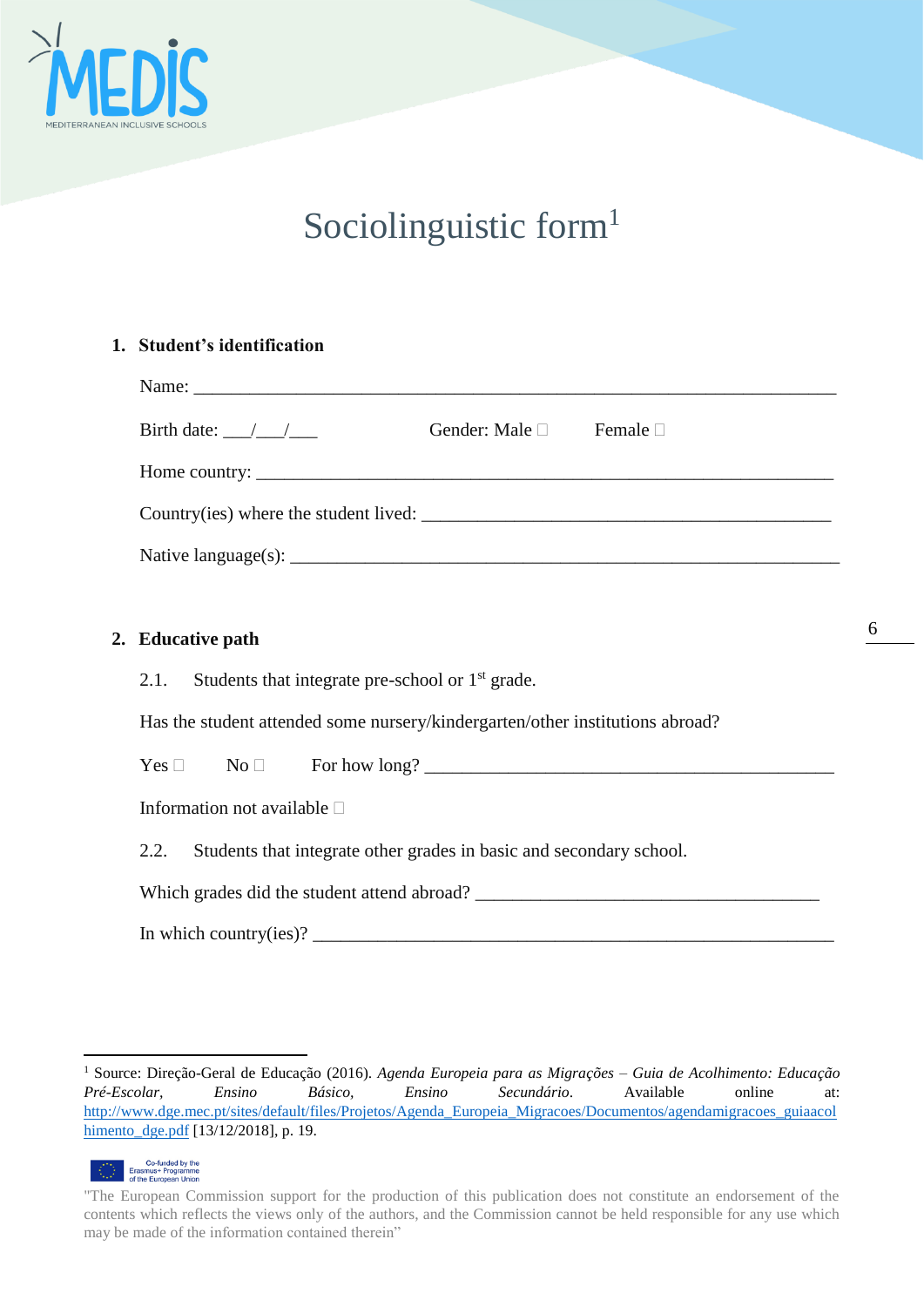# Sociolinguistic form[1]

**1. Student's identification**

Name: ___________________________________________________________________

Birth date: ___/___/___ Gender: Male ☐ Female ☐

Home country: ____________________________________________________________

Country(ies) where the student lived: ____________________________________________

Native language(s): _________________________________________________________

**2. Educative path**

2.1. Students that integrate pre-school or 1st grade.

Has the student attended some nursery/kindergarten/other institutions abroad?

Yes ☐ No ☐ For how long? __________________________________________

Information not available ☐

2.2. Students that integrate other grades in basic and secondary school.

Which grades did the student attend abroad? ____________________________________

In which country(ies)? ______________________________________________________

---

[1] Source: Direção-Geral de Educação (2016). *Agenda Europeia para as Migrações – Guia de Acolhimento: Educação Pré-Escolar, Ensino Básico, Ensino Secundário.* Available online at: http://www.dge.mec.pt/sites/default/files/Projetos/Agenda_Europeia_Migracoes/Documentos/agendamigracoes_guiaacolhimento_dge.pdf [13/12/2018], p. 19.

Co-funded by the Erasmus+ Programme of the European Union

"The European Commission support for the production of this publication does not constitute an endorsement of the contents which reflects the views only of the authors, and the Commission cannot be held responsible for any use which may be made of the information contained therein"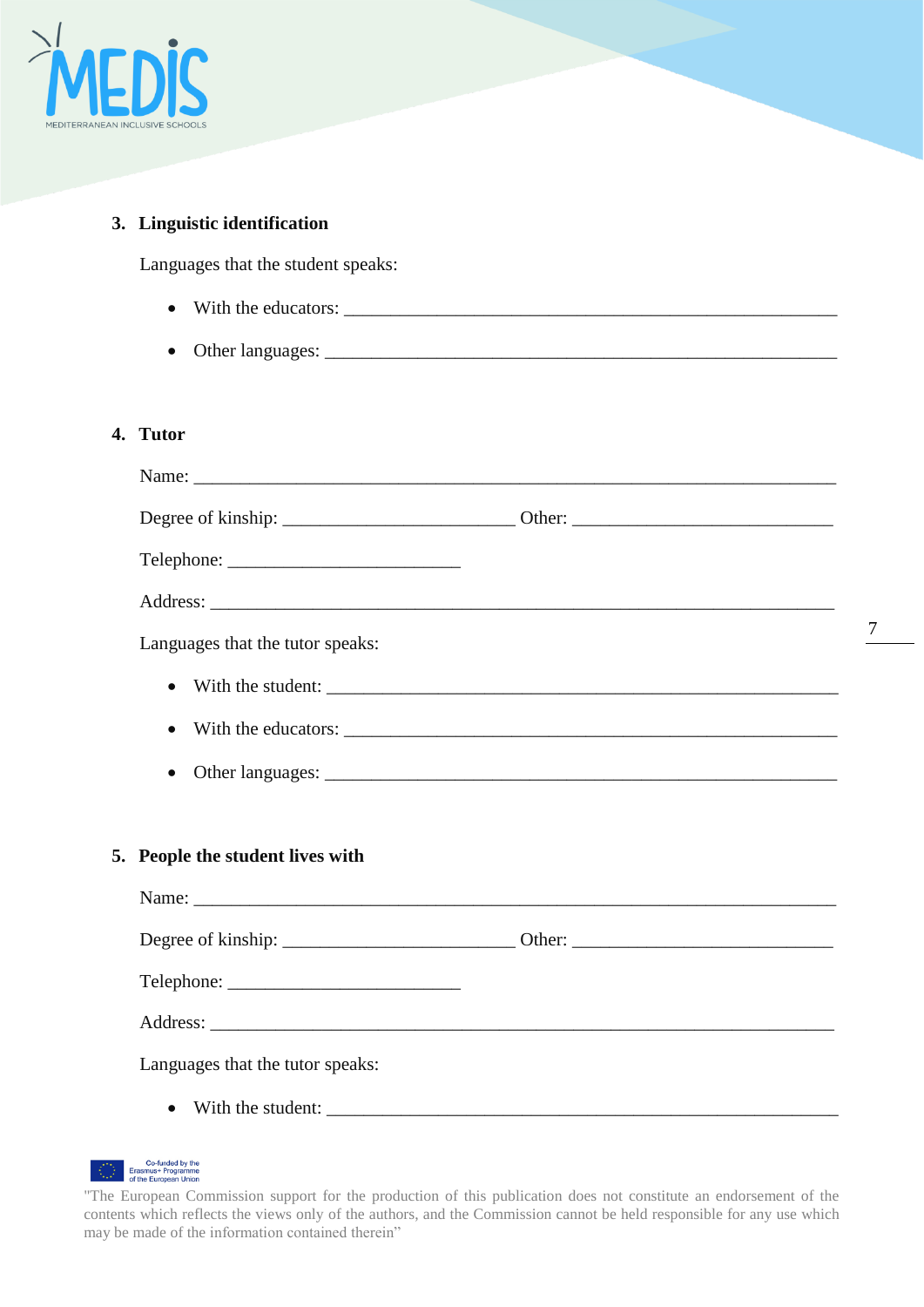3. **Linguistic identification**

Languages that the student speaks:

- With the educators: ______________________________________________________
- Other languages: ________________________________________________________

4. **Tutor**

Name: ________________________________________________________________

Degree of kinship: ________________________ Other: ___________________________

Telephone: ________________________

Address: ______________________________________________________________

Languages that the tutor speaks:

- With the student: _______________________________________________________
- With the educators: _____________________________________________________
- Other languages: ________________________________________________________

5. **People the student lives with**

Name: ________________________________________________________________

Degree of kinship: ________________________ Other: ___________________________

Telephone: ________________________

Address: ______________________________________________________________

Languages that the tutor speaks:

- With the student: _______________________________________________________

"The European Commission support for the production of this publication does not constitute an endorsement of the contents which reflects the views only of the authors, and the Commission cannot be held responsible for any use which may be made of the information contained therein"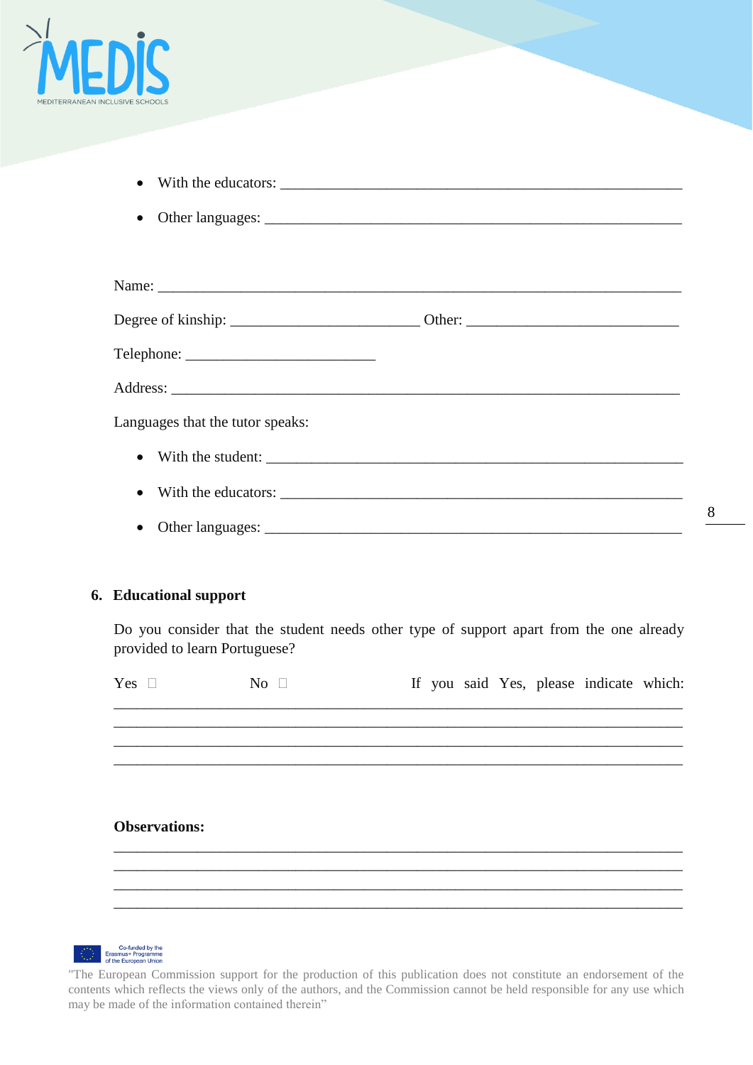- With the educators: ______________________________________________________
- Other languages: ________________________________________________________

Name: ____________________________________________________________________

Degree of kinship: ________________________ Other: ___________________________

Telephone: ________________________

Address: __________________________________________________________________

Languages that the tutor speaks:

- With the student: _________________________________________________________
- With the educators: ______________________________________________________
- Other languages: ________________________________________________________

## 6. Educational support

Do you consider that the student needs other type of support apart from the one already provided to learn Portuguese?

Yes ☐ No ☐ If you said Yes, please indicate which:
__________________________________________________________________________
__________________________________________________________________________
__________________________________________________________________________
__________________________________________________________________________

**Observations:**

__________________________________________________________________________
__________________________________________________________________________
__________________________________________________________________________
__________________________________________________________________________

Co-funded by the Erasmus+ Programme of the European Union

"The European Commission support for the production of this publication does not constitute an endorsement of the contents which reflects the views only of the authors, and the Commission cannot be held responsible for any use which may be made of the information contained therein"